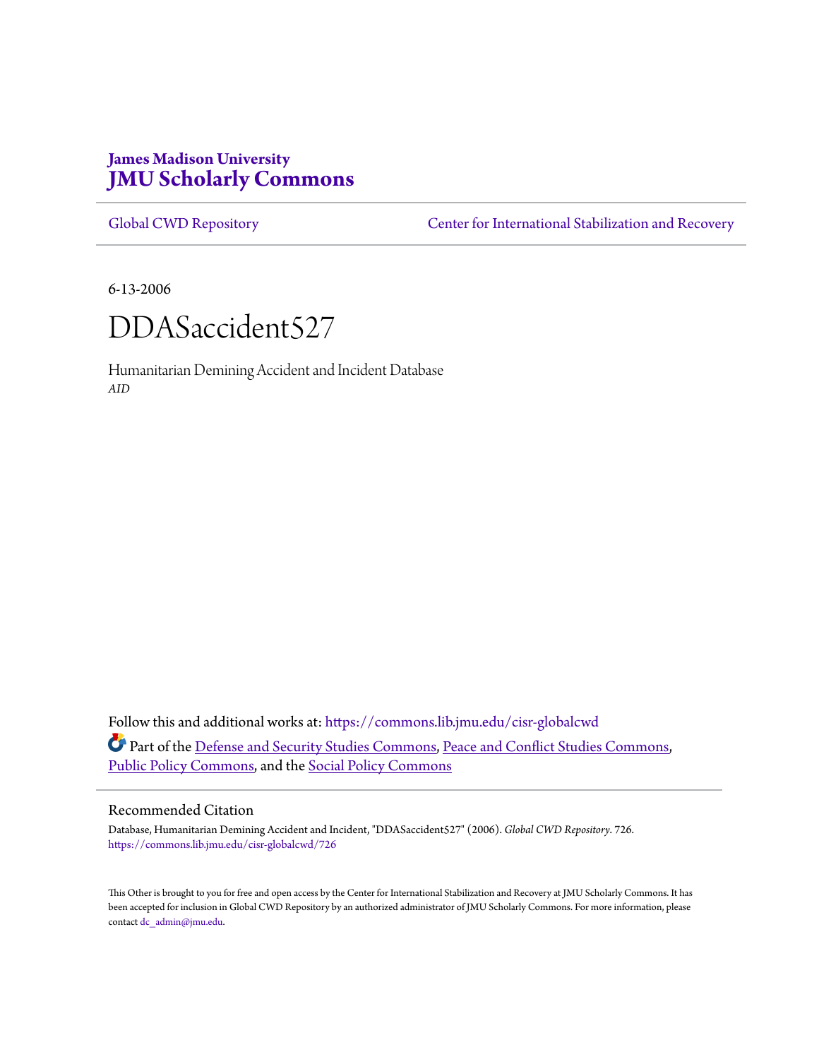**James Madison University**
**JMU Scholarly Commons**

Global CWD Repository | Center for International Stabilization and Recovery

6-13-2006

# DDASaccident527

Humanitarian Demining Accident and Incident Database
*AID*

Follow this and additional works at: https://commons.lib.jmu.edu/cisr-globalcwd

Part of the Defense and Security Studies Commons, Peace and Conflict Studies Commons, Public Policy Commons, and the Social Policy Commons

## Recommended Citation

Database, Humanitarian Demining Accident and Incident, "DDASaccident527" (2006). *Global CWD Repository*. 726.
https://commons.lib.jmu.edu/cisr-globalcwd/726

This Other is brought to you for free and open access by the Center for International Stabilization and Recovery at JMU Scholarly Commons. It has been accepted for inclusion in Global CWD Repository by an authorized administrator of JMU Scholarly Commons. For more information, please contact dc_admin@jmu.edu.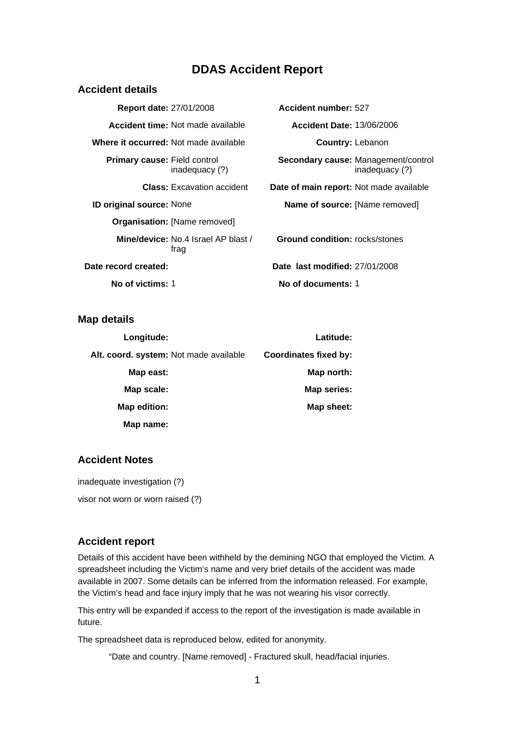# DDAS Accident Report

## Accident details

| | | | |
|---|---|---|---|
| **Report date:** | 27/01/2008 | **Accident number:** | 527 |
| **Accident time:** | Not made available | **Accident Date:** | 13/06/2006 |
| **Where it occurred:** | Not made available | **Country:** | Lebanon |
| **Primary cause:** | Field control inadequacy (?) | **Secondary cause:** | Management/control inadequacy (?) |
| **Class:** | Excavation accident | **Date of main report:** | Not made available |
| **ID original source:** | None | **Name of source:** | [Name removed] |
| **Organisation:** | [Name removed] | | |
| **Mine/device:** | No.4 Israel AP blast / frag | **Ground condition:** | rocks/stones |
| **Date record created:** | | **Date last modified:** | 27/01/2008 |
| **No of victims:** | 1 | **No of documents:** | 1 |

## Map details

| | | | |
|---|---|---|---|
| **Longitude:** | | **Latitude:** | |
| **Alt. coord. system:** | Not made available | **Coordinates fixed by:** | |
| **Map east:** | | **Map north:** | |
| **Map scale:** | | **Map series:** | |
| **Map edition:** | | **Map sheet:** | |
| **Map name:** | | | |

## Accident Notes

inadequate investigation (?)

visor not worn or worn raised (?)

## Accident report

Details of this accident have been withheld by the demining NGO that employed the Victim. A spreadsheet including the Victim's name and very brief details of the accident was made available in 2007. Some details can be inferred from the information released. For example, the Victim's head and face injury imply that he was not wearing his visor correctly.

This entry will be expanded if access to the report of the investigation is made available in future.

The spreadsheet data is reproduced below, edited for anonymity.

> "Date and country. [Name removed] - Fractured skull, head/facial injuries.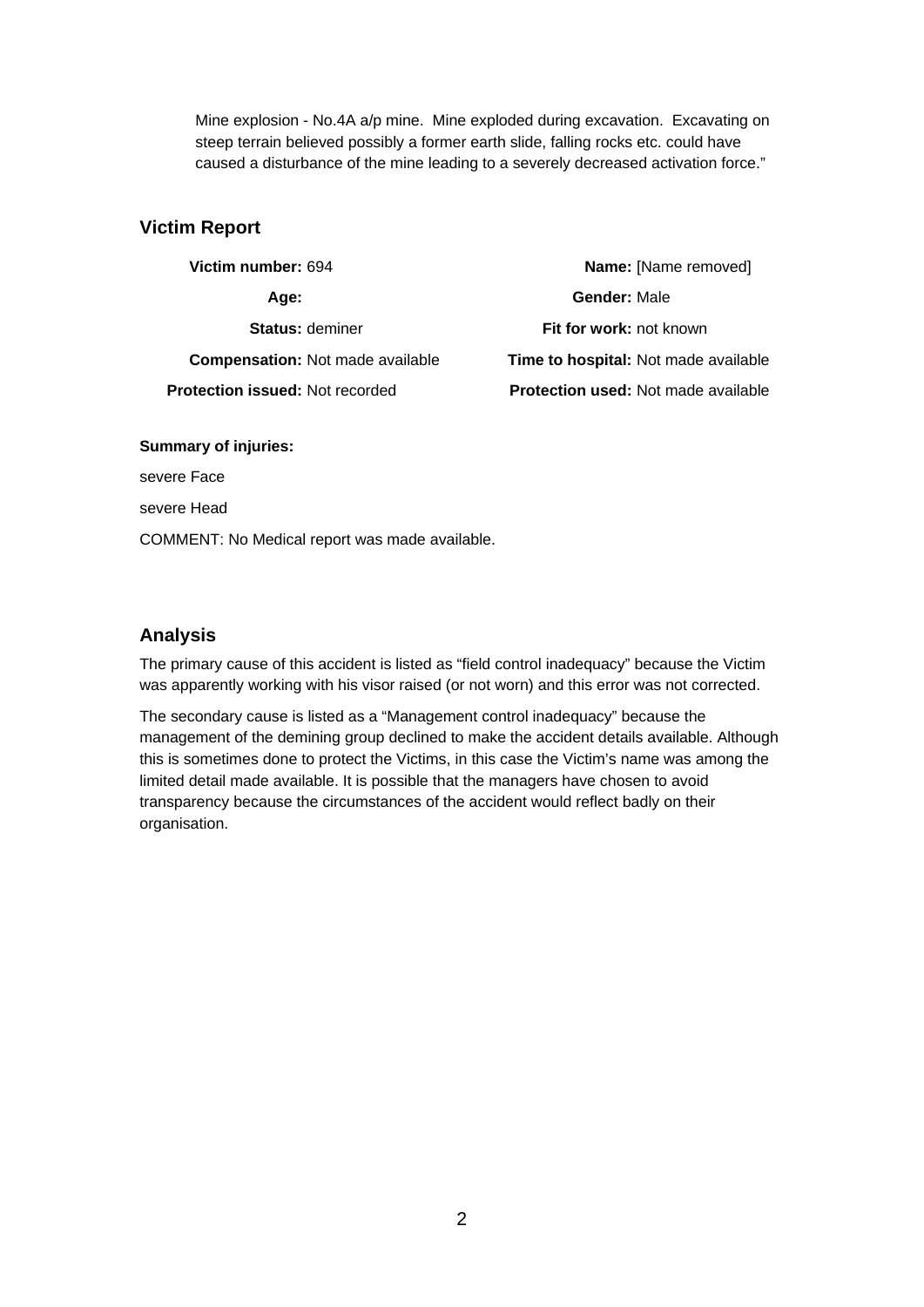Mine explosion - No.4A a/p mine. Mine exploded during excavation. Excavating on steep terrain believed possibly a former earth slide, falling rocks etc. could have caused a disturbance of the mine leading to a severely decreased activation force."

## Victim Report

| | |
|---|---|
| **Victim number:** 694 | **Name:** [Name removed] |
| **Age:** | **Gender:** Male |
| **Status:** deminer | **Fit for work:** not known |
| **Compensation:** Not made available | **Time to hospital:** Not made available |
| **Protection issued:** Not recorded | **Protection used:** Not made available |

**Summary of injuries:**

severe Face

severe Head

COMMENT: No Medical report was made available.

## Analysis

The primary cause of this accident is listed as "field control inadequacy" because the Victim was apparently working with his visor raised (or not worn) and this error was not corrected.

The secondary cause is listed as a "Management control inadequacy" because the management of the demining group declined to make the accident details available. Although this is sometimes done to protect the Victims, in this case the Victim's name was among the limited detail made available. It is possible that the managers have chosen to avoid transparency because the circumstances of the accident would reflect badly on their organisation.